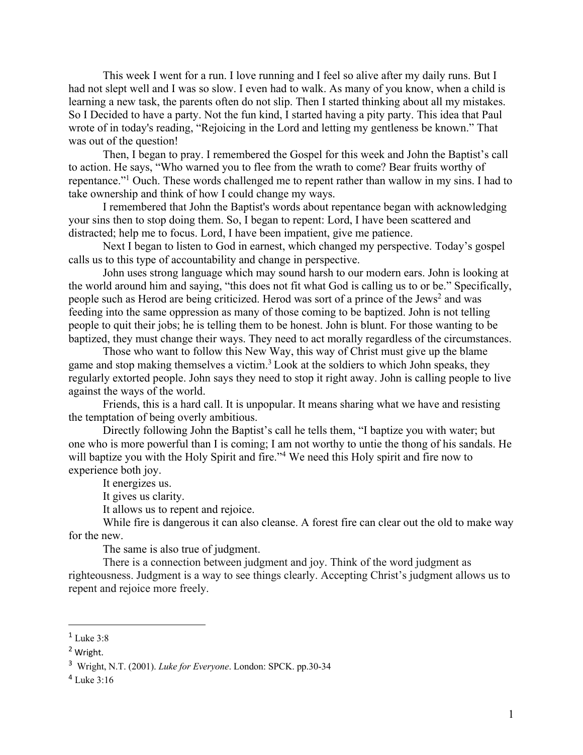This week I went for a run. I love running and I feel so alive after my daily runs. But I had not slept well and I was so slow. I even had to walk. As many of you know, when a child is learning a new task, the parents often do not slip. Then I started thinking about all my mistakes. So I Decided to have a party. Not the fun kind, I started having a pity party. This idea that Paul wrote of in today's reading, "Rejoicing in the Lord and letting my gentleness be known." That was out of the question!

Then, I began to pray. I remembered the Gospel for this week and John the Baptist's call to action. He says, "Who warned you to flee from the wrath to come? Bear fruits worthy of repentance."[1] Ouch. These words challenged me to repent rather than wallow in my sins. I had to take ownership and think of how I could change my ways.

I remembered that John the Baptist's words about repentance began with acknowledging your sins then to stop doing them. So, I began to repent: Lord, I have been scattered and distracted; help me to focus. Lord, I have been impatient, give me patience.

Next I began to listen to God in earnest, which changed my perspective. Today's gospel calls us to this type of accountability and change in perspective.

John uses strong language which may sound harsh to our modern ears. John is looking at the world around him and saying, "this does not fit what God is calling us to or be." Specifically, people such as Herod are being criticized. Herod was sort of a prince of the Jews[2] and was feeding into the same oppression as many of those coming to be baptized. John is not telling people to quit their jobs; he is telling them to be honest. John is blunt. For those wanting to be baptized, they must change their ways. They need to act morally regardless of the circumstances.

Those who want to follow this New Way, this way of Christ must give up the blame game and stop making themselves a victim.[3] Look at the soldiers to which John speaks, they regularly extorted people. John says they need to stop it right away. John is calling people to live against the ways of the world.

Friends, this is a hard call. It is unpopular. It means sharing what we have and resisting the temptation of being overly ambitious.

Directly following John the Baptist's call he tells them, "I baptize you with water; but one who is more powerful than I is coming; I am not worthy to untie the thong of his sandals. He will baptize you with the Holy Spirit and fire."[4] We need this Holy spirit and fire now to experience both joy.

It energizes us.

It gives us clarity.

It allows us to repent and rejoice.

While fire is dangerous it can also cleanse. A forest fire can clear out the old to make way for the new.

The same is also true of judgment.

There is a connection between judgment and joy. Think of the word judgment as righteousness. Judgment is a way to see things clearly. Accepting Christ's judgment allows us to repent and rejoice more freely.

---

[1] Luke 3:8

[2] Wright.

[3] Wright, N.T. (2001). *Luke for Everyone*. London: SPCK. pp.30-34

[4] Luke 3:16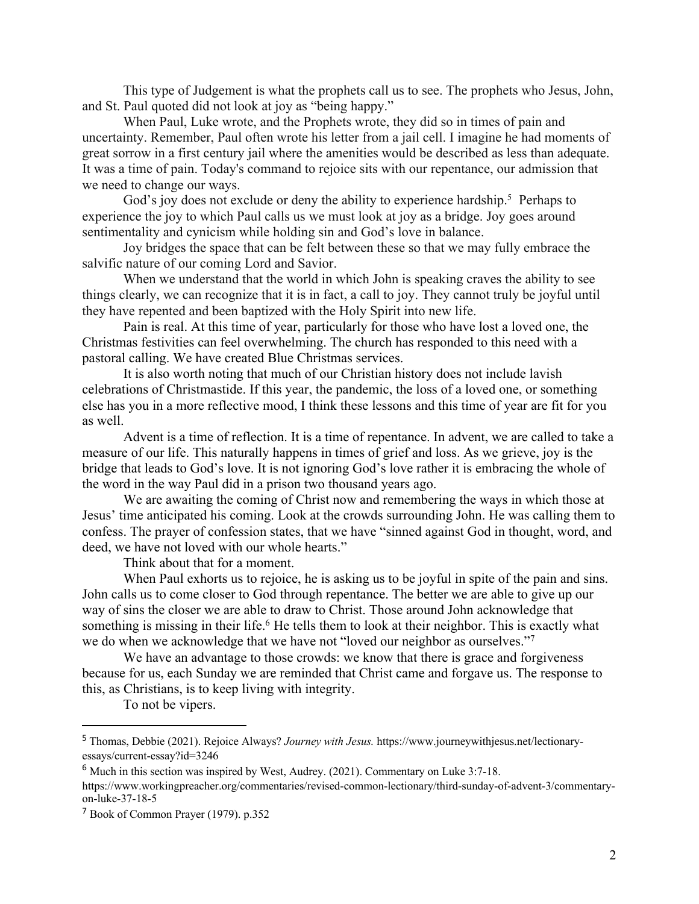This type of Judgement is what the prophets call us to see. The prophets who Jesus, John, and St. Paul quoted did not look at joy as "being happy."

When Paul, Luke wrote, and the Prophets wrote, they did so in times of pain and uncertainty. Remember, Paul often wrote his letter from a jail cell. I imagine he had moments of great sorrow in a first century jail where the amenities would be described as less than adequate. It was a time of pain. Today's command to rejoice sits with our repentance, our admission that we need to change our ways.

God's joy does not exclude or deny the ability to experience hardship.[5] Perhaps to experience the joy to which Paul calls us we must look at joy as a bridge. Joy goes around sentimentality and cynicism while holding sin and God's love in balance.

Joy bridges the space that can be felt between these so that we may fully embrace the salvific nature of our coming Lord and Savior.

When we understand that the world in which John is speaking craves the ability to see things clearly, we can recognize that it is in fact, a call to joy. They cannot truly be joyful until they have repented and been baptized with the Holy Spirit into new life.

Pain is real. At this time of year, particularly for those who have lost a loved one, the Christmas festivities can feel overwhelming. The church has responded to this need with a pastoral calling. We have created Blue Christmas services.

It is also worth noting that much of our Christian history does not include lavish celebrations of Christmastide. If this year, the pandemic, the loss of a loved one, or something else has you in a more reflective mood, I think these lessons and this time of year are fit for you as well.

Advent is a time of reflection. It is a time of repentance. In advent, we are called to take a measure of our life. This naturally happens in times of grief and loss. As we grieve, joy is the bridge that leads to God's love. It is not ignoring God's love rather it is embracing the whole of the word in the way Paul did in a prison two thousand years ago.

We are awaiting the coming of Christ now and remembering the ways in which those at Jesus' time anticipated his coming. Look at the crowds surrounding John. He was calling them to confess. The prayer of confession states, that we have "sinned against God in thought, word, and deed, we have not loved with our whole hearts."

Think about that for a moment.

When Paul exhorts us to rejoice, he is asking us to be joyful in spite of the pain and sins. John calls us to come closer to God through repentance. The better we are able to give up our way of sins the closer we are able to draw to Christ. Those around John acknowledge that something is missing in their life.[6] He tells them to look at their neighbor. This is exactly what we do when we acknowledge that we have not "loved our neighbor as ourselves."[7]

We have an advantage to those crowds: we know that there is grace and forgiveness because for us, each Sunday we are reminded that Christ came and forgave us. The response to this, as Christians, is to keep living with integrity.

To not be vipers.

---

[5] Thomas, Debbie (2021). Rejoice Always? *Journey with Jesus.* https://www.journeywithjesus.net/lectionary-essays/current-essay?id=3246

[6] Much in this section was inspired by West, Audrey. (2021). Commentary on Luke 3:7-18. https://www.workingpreacher.org/commentaries/revised-common-lectionary/third-sunday-of-advent-3/commentary-on-luke-37-18-5

[7] Book of Common Prayer (1979). p.352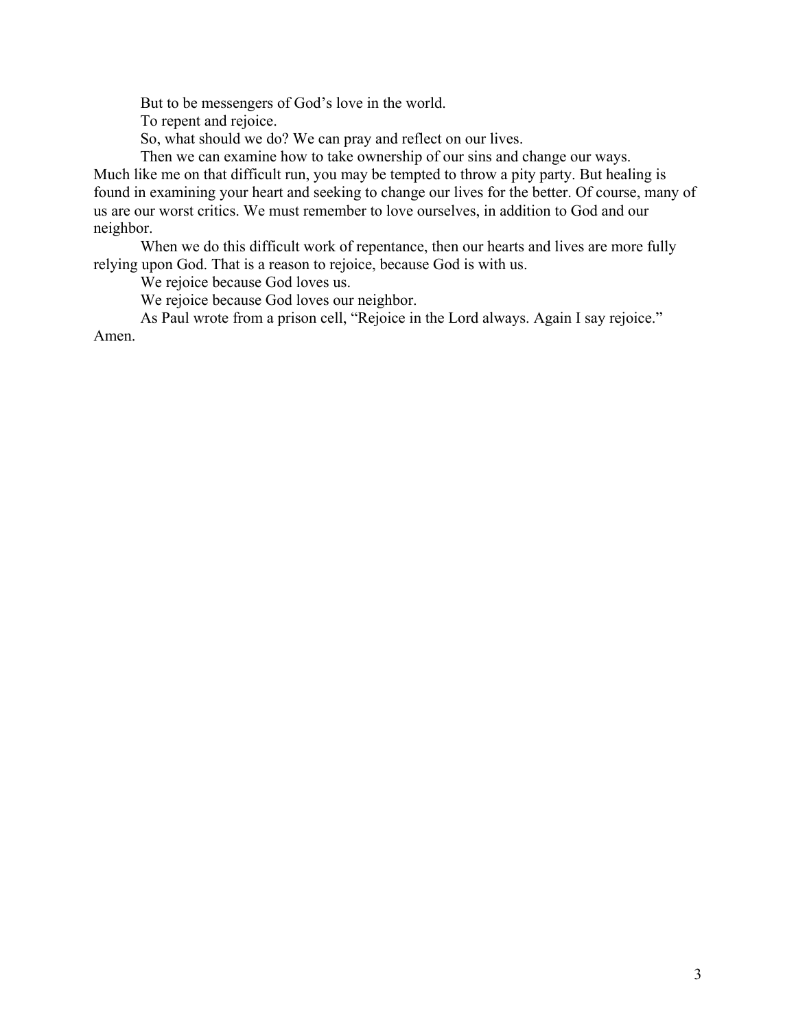But to be messengers of God's love in the world.

To repent and rejoice.

So, what should we do? We can pray and reflect on our lives.

Then we can examine how to take ownership of our sins and change our ways. Much like me on that difficult run, you may be tempted to throw a pity party. But healing is found in examining your heart and seeking to change our lives for the better. Of course, many of us are our worst critics. We must remember to love ourselves, in addition to God and our neighbor.

When we do this difficult work of repentance, then our hearts and lives are more fully relying upon God. That is a reason to rejoice, because God is with us.

We rejoice because God loves us.

We rejoice because God loves our neighbor.

As Paul wrote from a prison cell, "Rejoice in the Lord always. Again I say rejoice." Amen.